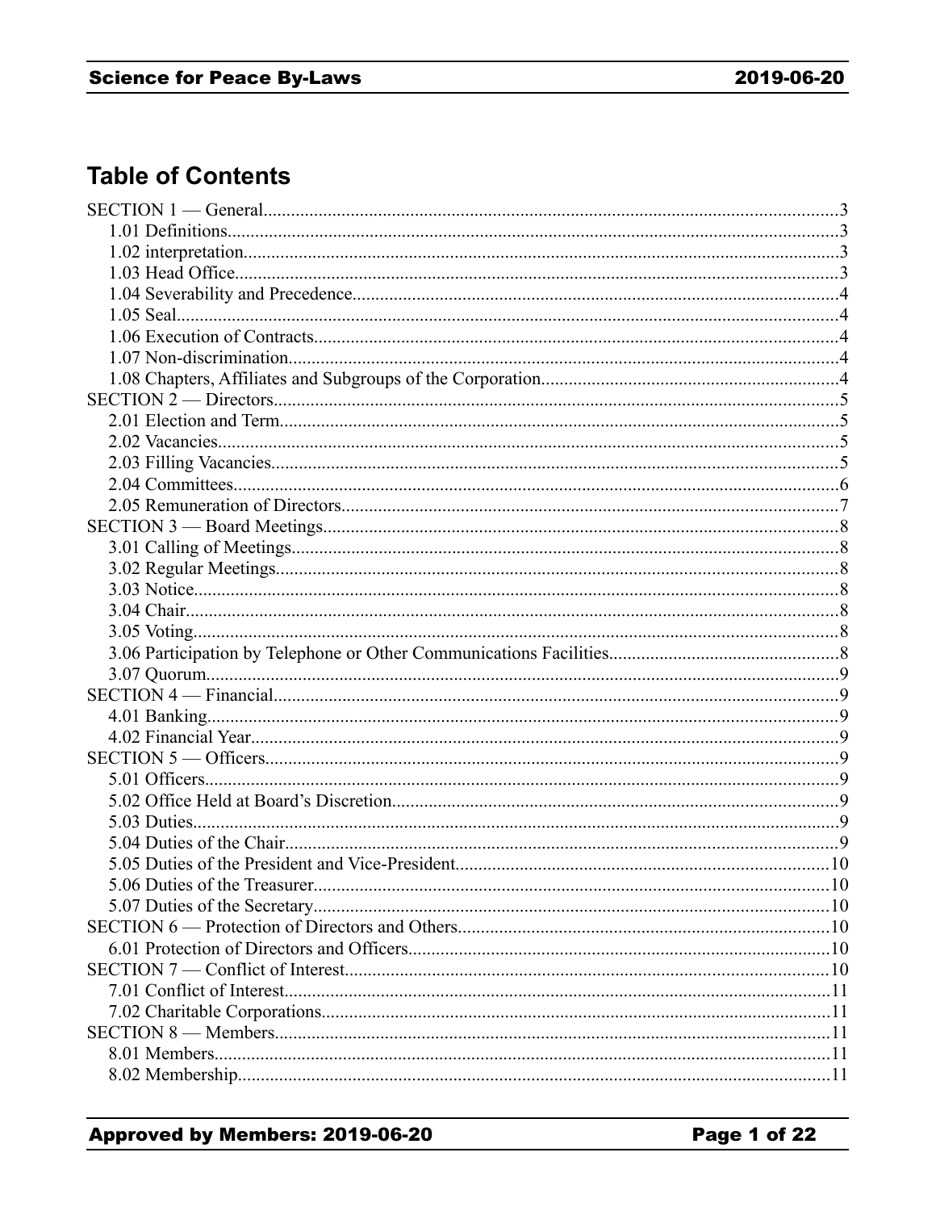## Table of Contents

- SECTION 1 — General....3
  - 1.01 Definitions....3
  - 1.02 interpretation....3
  - 1.03 Head Office....3
  - 1.04 Severability and Precedence....4
  - 1.05 Seal....4
  - 1.06 Execution of Contracts....4
  - 1.07 Non-discrimination....4
  - 1.08 Chapters, Affiliates and Subgroups of the Corporation....4
- SECTION 2 — Directors....5
  - 2.01 Election and Term....5
  - 2.02 Vacancies....5
  - 2.03 Filling Vacancies....5
  - 2.04 Committees....6
  - 2.05 Remuneration of Directors....7
- SECTION 3 — Board Meetings....8
  - 3.01 Calling of Meetings....8
  - 3.02 Regular Meetings....8
  - 3.03 Notice....8
  - 3.04 Chair....8
  - 3.05 Voting....8
  - 3.06 Participation by Telephone or Other Communications Facilities....8
  - 3.07 Quorum....9
- SECTION 4 — Financial....9
  - 4.01 Banking....9
  - 4.02 Financial Year....9
- SECTION 5 — Officers....9
  - 5.01 Officers....9
  - 5.02 Office Held at Board's Discretion....9
  - 5.03 Duties....9
  - 5.04 Duties of the Chair....9
  - 5.05 Duties of the President and Vice-President....10
  - 5.06 Duties of the Treasurer....10
  - 5.07 Duties of the Secretary....10
- SECTION 6 — Protection of Directors and Others....10
  - 6.01 Protection of Directors and Officers....10
- SECTION 7 — Conflict of Interest....10
  - 7.01 Conflict of Interest....11
  - 7.02 Charitable Corporations....11
- SECTION 8 — Members....11
  - 8.01 Members....11
  - 8.02 Membership....11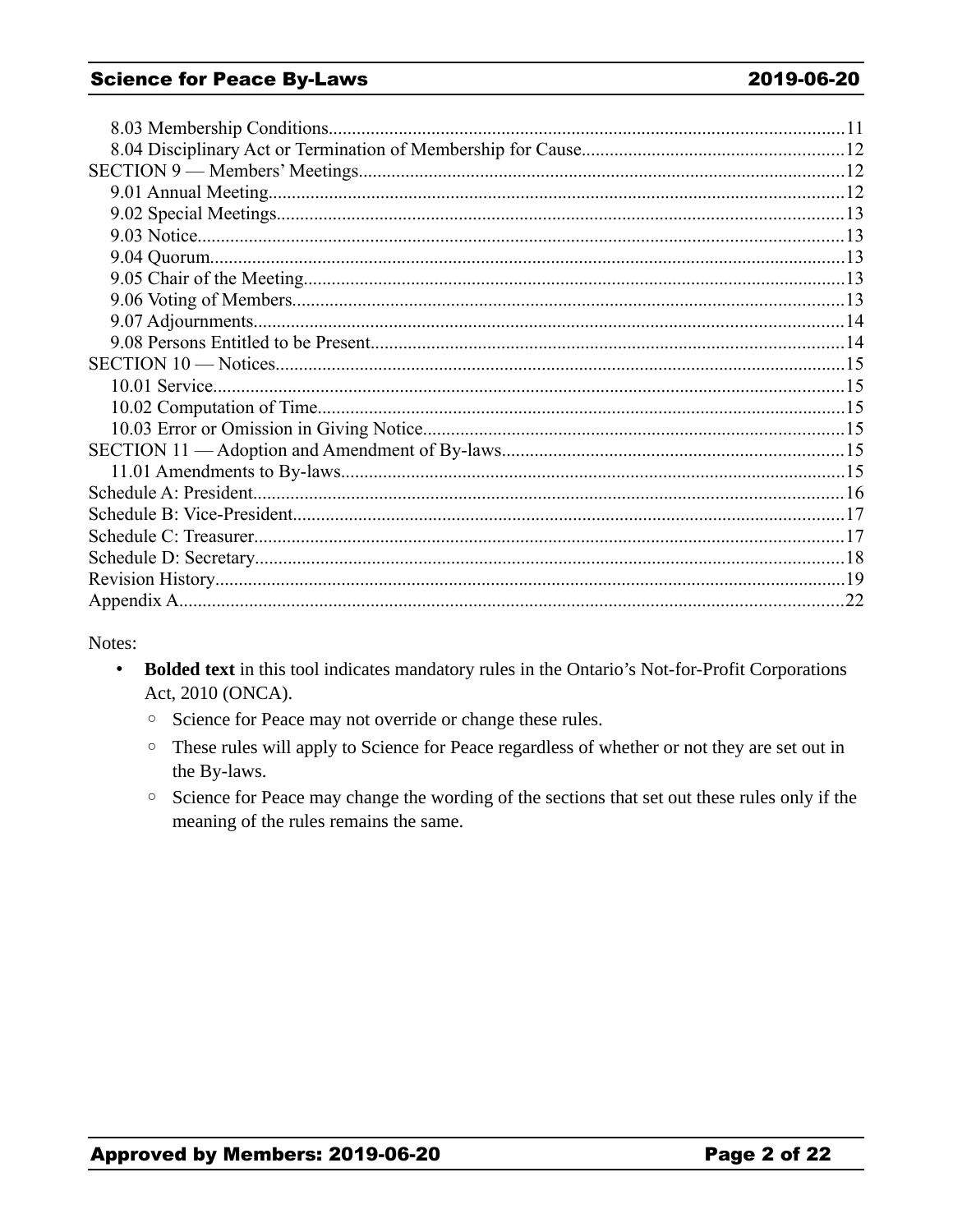8.03 Membership Conditions.............................................................................................................11
8.04 Disciplinary Act or Termination of Membership for Cause.......................................................12
SECTION 9 — Members' Meetings........................................................................................................12
9.01 Annual Meeting.........................................................................................................................12
9.02 Special Meetings........................................................................................................................13
9.03 Notice........................................................................................................................................13
9.04 Quorum.....................................................................................................................................13
9.05 Chair of the Meeting..................................................................................................................13
9.06 Voting of Members....................................................................................................................13
9.07 Adjournments.............................................................................................................................14
9.08 Persons Entitled to be Present...................................................................................................14
SECTION 10 — Notices.........................................................................................................................15
10.01 Service.....................................................................................................................................15
10.02 Computation of Time................................................................................................................15
10.03 Error or Omission in Giving Notice.........................................................................................15
SECTION 11 — Adoption and Amendment of By-laws.......................................................................15
11.01 Amendments to By-laws..........................................................................................................15
Schedule A: President..............................................................................................................................16
Schedule B: Vice-President......................................................................................................................17
Schedule C: Treasurer..............................................................................................................................17
Schedule D: Secretary..............................................................................................................................18
Revision History.......................................................................................................................................19
Appendix A..............................................................................................................................................22

Notes:

- **Bolded text** in this tool indicates mandatory rules in the Ontario's Not-for-Profit Corporations Act, 2010 (ONCA).
  - Science for Peace may not override or change these rules.
  - These rules will apply to Science for Peace regardless of whether or not they are set out in the By-laws.
  - Science for Peace may change the wording of the sections that set out these rules only if the meaning of the rules remains the same.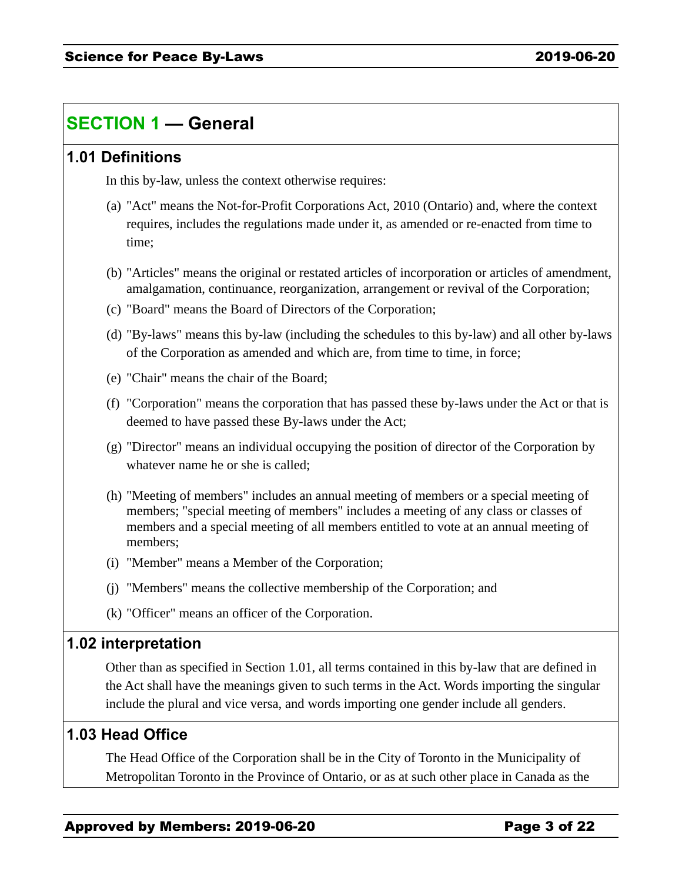# SECTION 1 — General

## 1.01 Definitions

In this by-law, unless the context otherwise requires:

(a) "Act" means the Not-for-Profit Corporations Act, 2010 (Ontario) and, where the context requires, includes the regulations made under it, as amended or re-enacted from time to time;

(b) "Articles" means the original or restated articles of incorporation or articles of amendment, amalgamation, continuance, reorganization, arrangement or revival of the Corporation;

(c) "Board" means the Board of Directors of the Corporation;

(d) "By-laws" means this by-law (including the schedules to this by-law) and all other by-laws of the Corporation as amended and which are, from time to time, in force;

(e) "Chair" means the chair of the Board;

(f) "Corporation" means the corporation that has passed these by-laws under the Act or that is deemed to have passed these By-laws under the Act;

(g) "Director" means an individual occupying the position of director of the Corporation by whatever name he or she is called;

(h) "Meeting of members" includes an annual meeting of members or a special meeting of members; "special meeting of members" includes a meeting of any class or classes of members and a special meeting of all members entitled to vote at an annual meeting of members;

(i) "Member" means a Member of the Corporation;

(j) "Members" means the collective membership of the Corporation; and

(k) "Officer" means an officer of the Corporation.

## 1.02 interpretation

Other than as specified in Section 1.01, all terms contained in this by-law that are defined in the Act shall have the meanings given to such terms in the Act. Words importing the singular include the plural and vice versa, and words importing one gender include all genders.

## 1.03 Head Office

The Head Office of the Corporation shall be in the City of Toronto in the Municipality of Metropolitan Toronto in the Province of Ontario, or as at such other place in Canada as the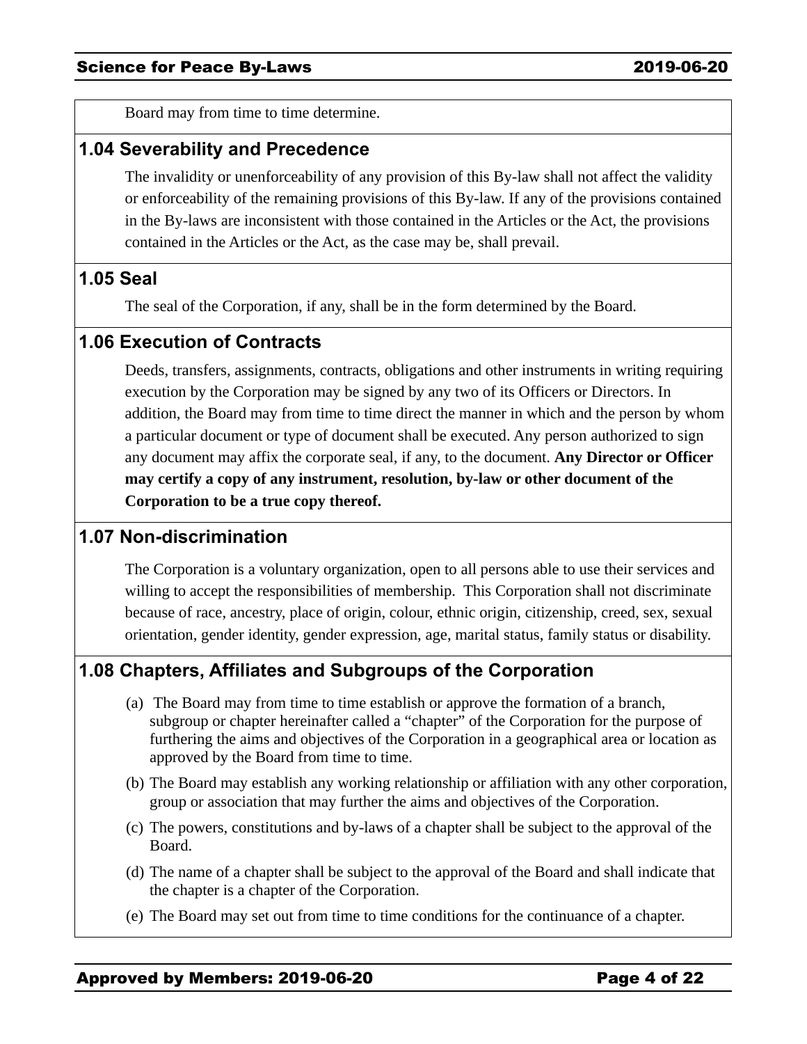Board may from time to time determine.

## 1.04 Severability and Precedence

The invalidity or unenforceability of any provision of this By-law shall not affect the validity or enforceability of the remaining provisions of this By-law. If any of the provisions contained in the By-laws are inconsistent with those contained in the Articles or the Act, the provisions contained in the Articles or the Act, as the case may be, shall prevail.

## 1.05 Seal

The seal of the Corporation, if any, shall be in the form determined by the Board.

## 1.06 Execution of Contracts

Deeds, transfers, assignments, contracts, obligations and other instruments in writing requiring execution by the Corporation may be signed by any two of its Officers or Directors. In addition, the Board may from time to time direct the manner in which and the person by whom a particular document or type of document shall be executed. Any person authorized to sign any document may affix the corporate seal, if any, to the document. **Any Director or Officer may certify a copy of any instrument, resolution, by-law or other document of the Corporation to be a true copy thereof.**

## 1.07 Non-discrimination

The Corporation is a voluntary organization, open to all persons able to use their services and willing to accept the responsibilities of membership. This Corporation shall not discriminate because of race, ancestry, place of origin, colour, ethnic origin, citizenship, creed, sex, sexual orientation, gender identity, gender expression, age, marital status, family status or disability.

## 1.08 Chapters, Affiliates and Subgroups of the Corporation

(a) The Board may from time to time establish or approve the formation of a branch, subgroup or chapter hereinafter called a "chapter" of the Corporation for the purpose of furthering the aims and objectives of the Corporation in a geographical area or location as approved by the Board from time to time.

(b) The Board may establish any working relationship or affiliation with any other corporation, group or association that may further the aims and objectives of the Corporation.

(c) The powers, constitutions and by-laws of a chapter shall be subject to the approval of the Board.

(d) The name of a chapter shall be subject to the approval of the Board and shall indicate that the chapter is a chapter of the Corporation.

(e) The Board may set out from time to time conditions for the continuance of a chapter.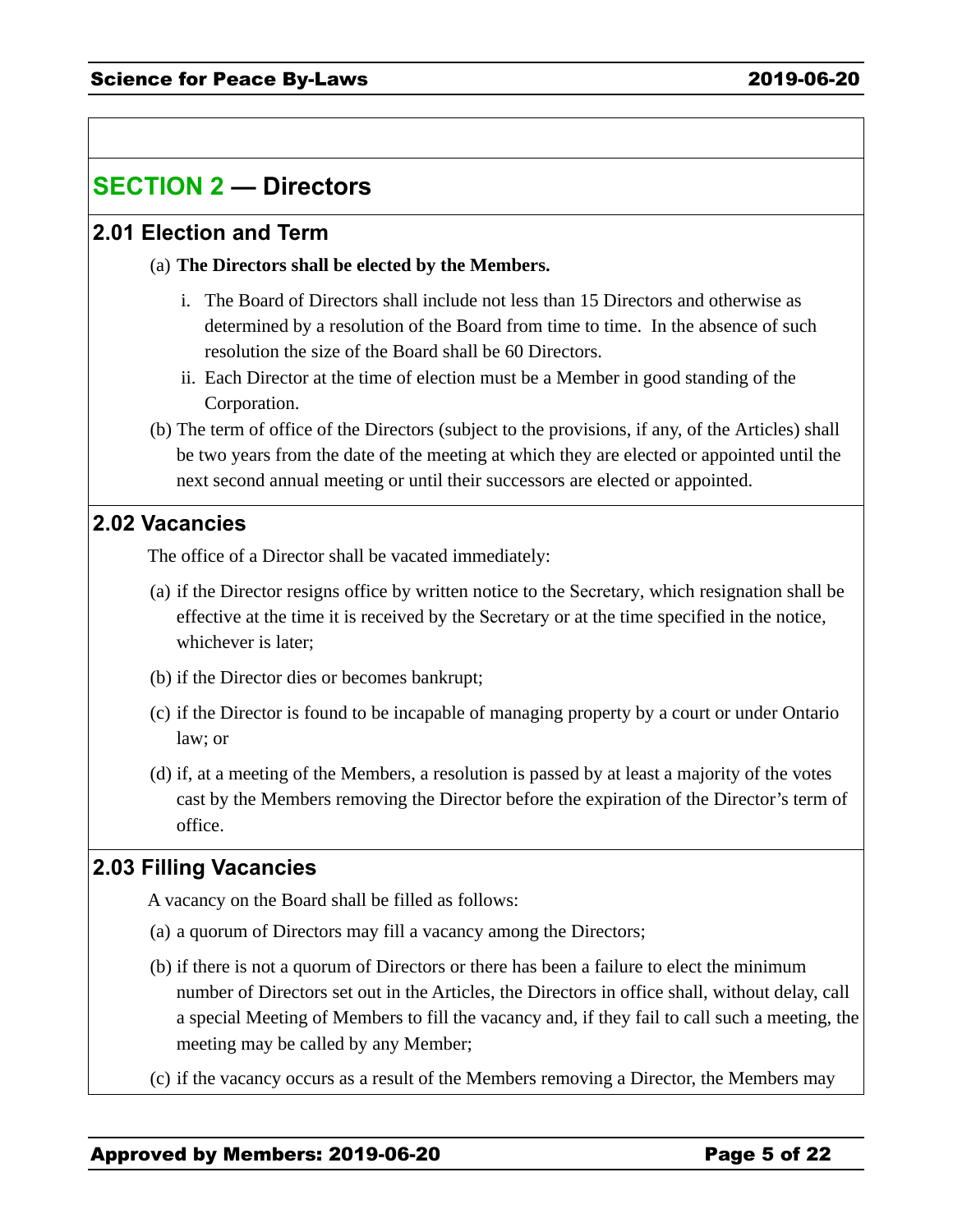## SECTION 2 — Directors

### 2.01 Election and Term

(a) **The Directors shall be elected by the Members.**

  i. The Board of Directors shall include not less than 15 Directors and otherwise as determined by a resolution of the Board from time to time. In the absence of such resolution the size of the Board shall be 60 Directors.

  ii. Each Director at the time of election must be a Member in good standing of the Corporation.

(b) The term of office of the Directors (subject to the provisions, if any, of the Articles) shall be two years from the date of the meeting at which they are elected or appointed until the next second annual meeting or until their successors are elected or appointed.

### 2.02 Vacancies

The office of a Director shall be vacated immediately:

(a) if the Director resigns office by written notice to the Secretary, which resignation shall be effective at the time it is received by the Secretary or at the time specified in the notice, whichever is later;

(b) if the Director dies or becomes bankrupt;

(c) if the Director is found to be incapable of managing property by a court or under Ontario law; or

(d) if, at a meeting of the Members, a resolution is passed by at least a majority of the votes cast by the Members removing the Director before the expiration of the Director's term of office.

### 2.03 Filling Vacancies

A vacancy on the Board shall be filled as follows:

(a) a quorum of Directors may fill a vacancy among the Directors;

(b) if there is not a quorum of Directors or there has been a failure to elect the minimum number of Directors set out in the Articles, the Directors in office shall, without delay, call a special Meeting of Members to fill the vacancy and, if they fail to call such a meeting, the meeting may be called by any Member;

(c) if the vacancy occurs as a result of the Members removing a Director, the Members may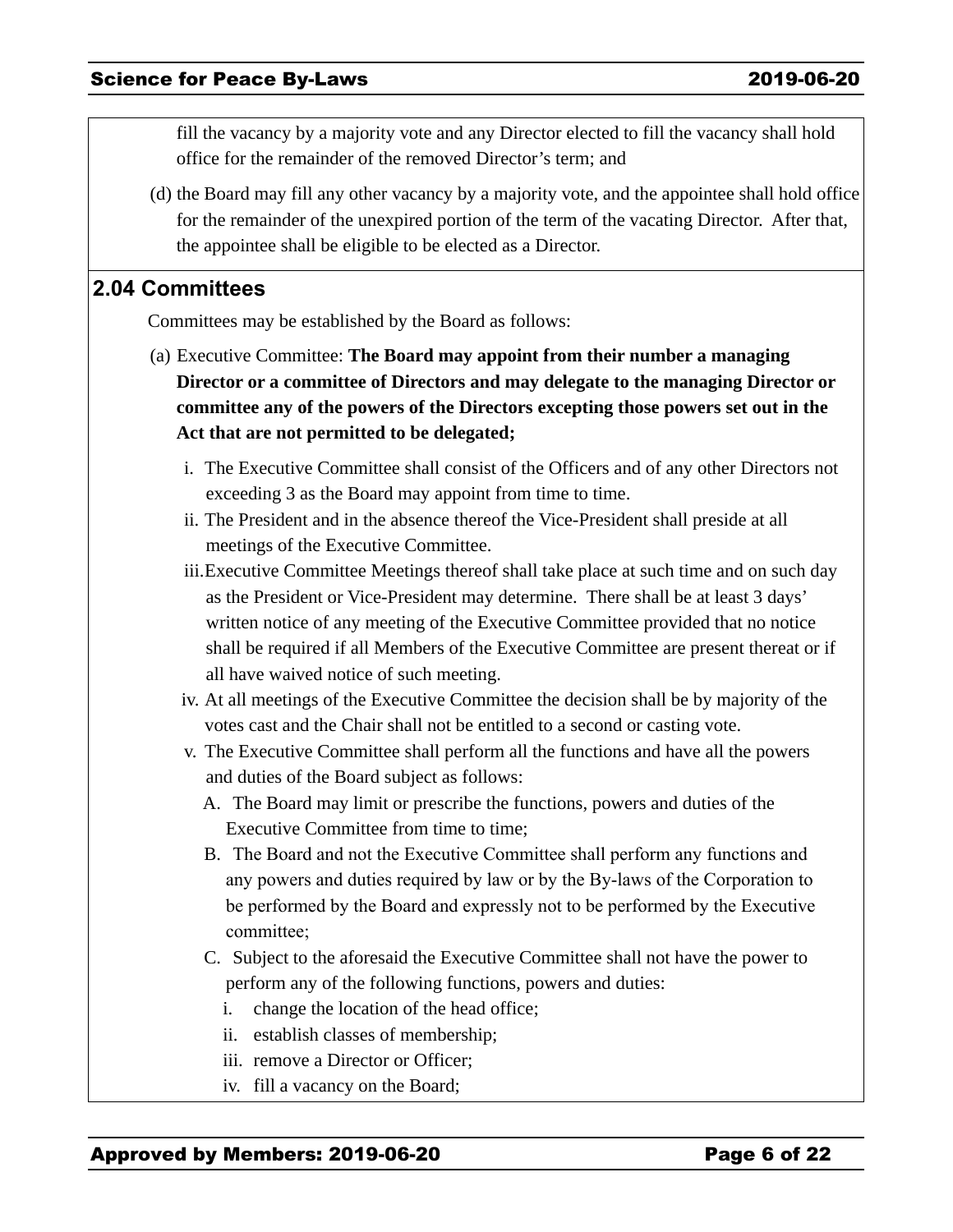fill the vacancy by a majority vote and any Director elected to fill the vacancy shall hold office for the remainder of the removed Director's term; and

(d) the Board may fill any other vacancy by a majority vote, and the appointee shall hold office for the remainder of the unexpired portion of the term of the vacating Director. After that, the appointee shall be eligible to be elected as a Director.

## 2.04 Committees

Committees may be established by the Board as follows:

(a) Executive Committee: **The Board may appoint from their number a managing Director or a committee of Directors and may delegate to the managing Director or committee any of the powers of the Directors excepting those powers set out in the Act that are not permitted to be delegated;**

i. The Executive Committee shall consist of the Officers and of any other Directors not exceeding 3 as the Board may appoint from time to time.

ii. The President and in the absence thereof the Vice-President shall preside at all meetings of the Executive Committee.

iii. Executive Committee Meetings thereof shall take place at such time and on such day as the President or Vice-President may determine. There shall be at least 3 days' written notice of any meeting of the Executive Committee provided that no notice shall be required if all Members of the Executive Committee are present thereat or if all have waived notice of such meeting.

iv. At all meetings of the Executive Committee the decision shall be by majority of the votes cast and the Chair shall not be entitled to a second or casting vote.

v. The Executive Committee shall perform all the functions and have all the powers and duties of the Board subject as follows:

A. The Board may limit or prescribe the functions, powers and duties of the Executive Committee from time to time;

B. The Board and not the Executive Committee shall perform any functions and any powers and duties required by law or by the By-laws of the Corporation to be performed by the Board and expressly not to be performed by the Executive committee;

C. Subject to the aforesaid the Executive Committee shall not have the power to perform any of the following functions, powers and duties:

i. change the location of the head office;

ii. establish classes of membership;

iii. remove a Director or Officer;

iv. fill a vacancy on the Board;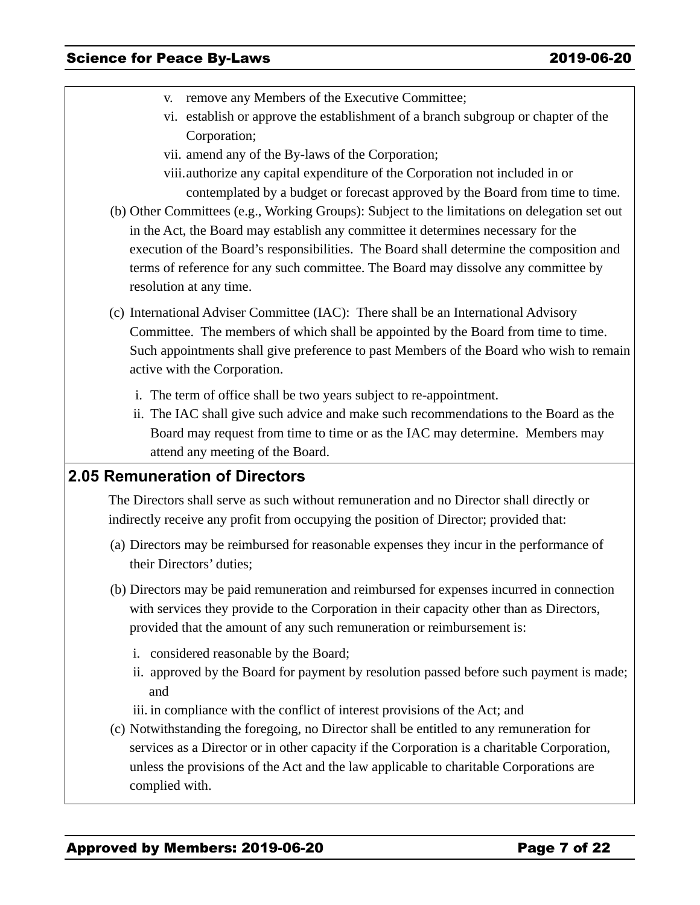v. remove any Members of the Executive Committee;
vi. establish or approve the establishment of a branch subgroup or chapter of the Corporation;
vii. amend any of the By-laws of the Corporation;
viii. authorize any capital expenditure of the Corporation not included in or contemplated by a budget or forecast approved by the Board from time to time.

(b) Other Committees (e.g., Working Groups): Subject to the limitations on delegation set out in the Act, the Board may establish any committee it determines necessary for the execution of the Board's responsibilities. The Board shall determine the composition and terms of reference for any such committee. The Board may dissolve any committee by resolution at any time.

(c) International Adviser Committee (IAC): There shall be an International Advisory Committee. The members of which shall be appointed by the Board from time to time. Such appointments shall give preference to past Members of the Board who wish to remain active with the Corporation.

i. The term of office shall be two years subject to re-appointment.
ii. The IAC shall give such advice and make such recommendations to the Board as the Board may request from time to time or as the IAC may determine. Members may attend any meeting of the Board.

## 2.05 Remuneration of Directors

The Directors shall serve as such without remuneration and no Director shall directly or indirectly receive any profit from occupying the position of Director; provided that:

(a) Directors may be reimbursed for reasonable expenses they incur in the performance of their Directors' duties;

(b) Directors may be paid remuneration and reimbursed for expenses incurred in connection with services they provide to the Corporation in their capacity other than as Directors, provided that the amount of any such remuneration or reimbursement is:

i. considered reasonable by the Board;
ii. approved by the Board for payment by resolution passed before such payment is made; and
iii. in compliance with the conflict of interest provisions of the Act; and

(c) Notwithstanding the foregoing, no Director shall be entitled to any remuneration for services as a Director or in other capacity if the Corporation is a charitable Corporation, unless the provisions of the Act and the law applicable to charitable Corporations are complied with.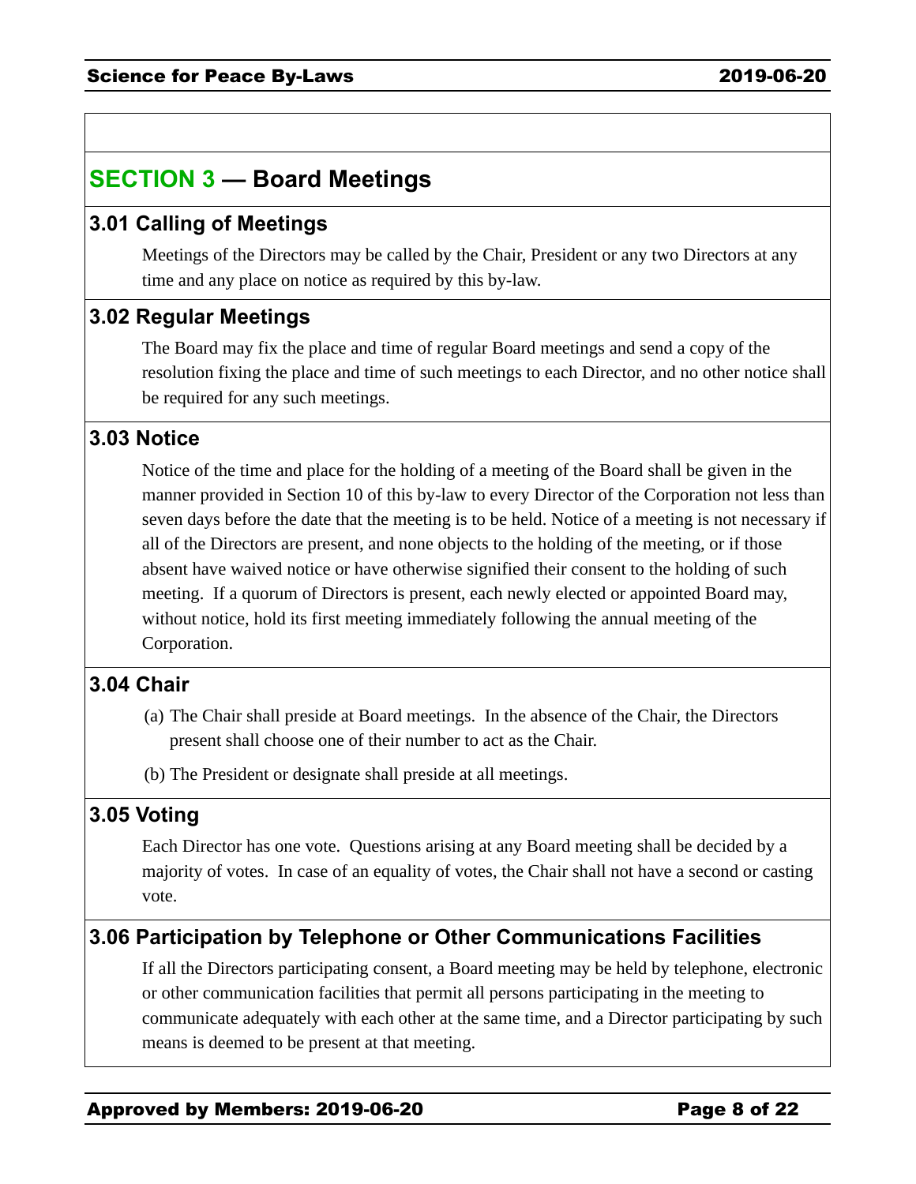## SECTION 3 — Board Meetings

### 3.01 Calling of Meetings

Meetings of the Directors may be called by the Chair, President or any two Directors at any time and any place on notice as required by this by-law.

### 3.02 Regular Meetings

The Board may fix the place and time of regular Board meetings and send a copy of the resolution fixing the place and time of such meetings to each Director, and no other notice shall be required for any such meetings.

### 3.03 Notice

Notice of the time and place for the holding of a meeting of the Board shall be given in the manner provided in Section 10 of this by-law to every Director of the Corporation not less than seven days before the date that the meeting is to be held. Notice of a meeting is not necessary if all of the Directors are present, and none objects to the holding of the meeting, or if those absent have waived notice or have otherwise signified their consent to the holding of such meeting. If a quorum of Directors is present, each newly elected or appointed Board may, without notice, hold its first meeting immediately following the annual meeting of the Corporation.

### 3.04 Chair

(a) The Chair shall preside at Board meetings. In the absence of the Chair, the Directors present shall choose one of their number to act as the Chair.

(b) The President or designate shall preside at all meetings.

### 3.05 Voting

Each Director has one vote. Questions arising at any Board meeting shall be decided by a majority of votes. In case of an equality of votes, the Chair shall not have a second or casting vote.

### 3.06 Participation by Telephone or Other Communications Facilities

If all the Directors participating consent, a Board meeting may be held by telephone, electronic or other communication facilities that permit all persons participating in the meeting to communicate adequately with each other at the same time, and a Director participating by such means is deemed to be present at that meeting.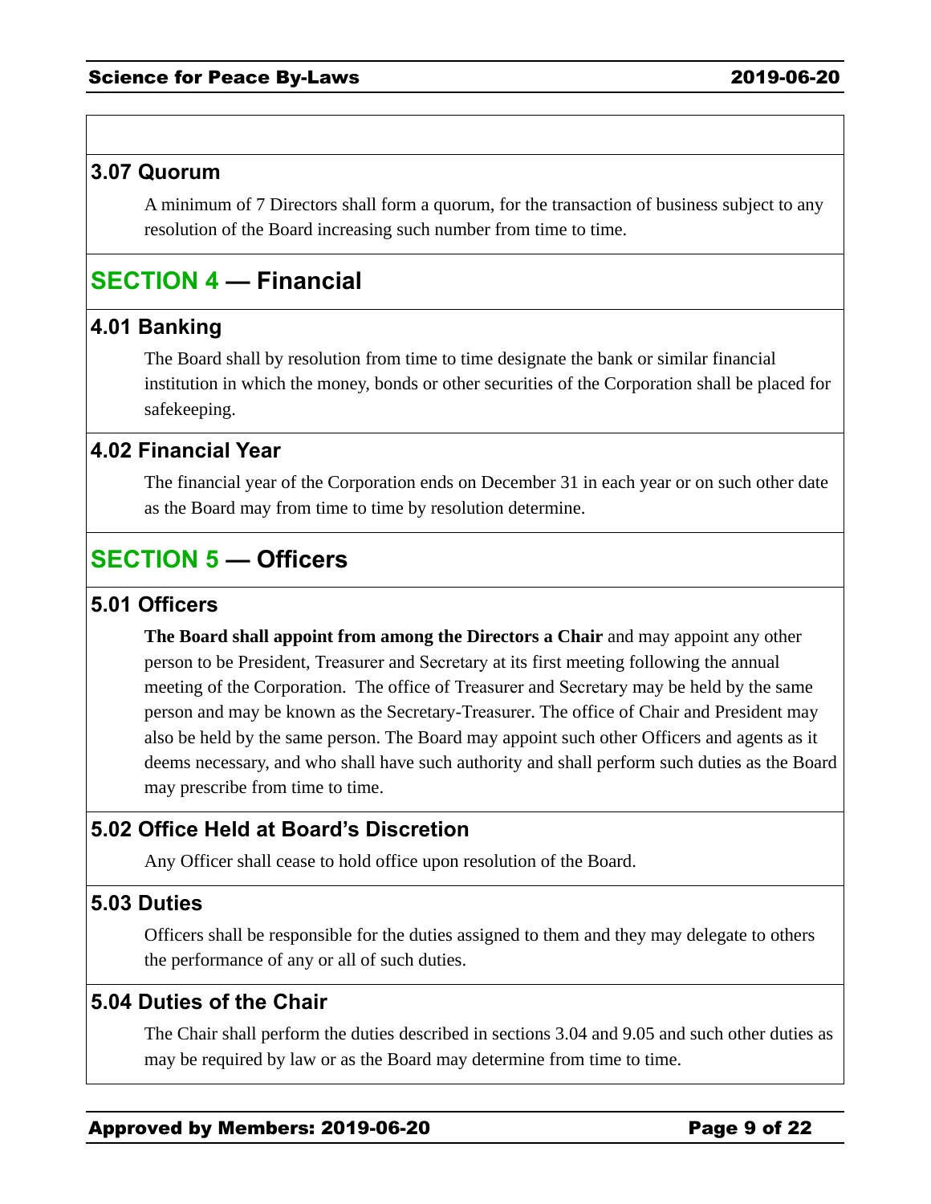### 3.07 Quorum

A minimum of 7 Directors shall form a quorum, for the transaction of business subject to any resolution of the Board increasing such number from time to time.

## SECTION 4 — Financial

### 4.01 Banking

The Board shall by resolution from time to time designate the bank or similar financial institution in which the money, bonds or other securities of the Corporation shall be placed for safekeeping.

### 4.02 Financial Year

The financial year of the Corporation ends on December 31 in each year or on such other date as the Board may from time to time by resolution determine.

## SECTION 5 — Officers

### 5.01 Officers

**The Board shall appoint from among the Directors a Chair** and may appoint any other person to be President, Treasurer and Secretary at its first meeting following the annual meeting of the Corporation. The office of Treasurer and Secretary may be held by the same person and may be known as the Secretary-Treasurer. The office of Chair and President may also be held by the same person. The Board may appoint such other Officers and agents as it deems necessary, and who shall have such authority and shall perform such duties as the Board may prescribe from time to time.

### 5.02 Office Held at Board's Discretion

Any Officer shall cease to hold office upon resolution of the Board.

### 5.03 Duties

Officers shall be responsible for the duties assigned to them and they may delegate to others the performance of any or all of such duties.

### 5.04 Duties of the Chair

The Chair shall perform the duties described in sections 3.04 and 9.05 and such other duties as may be required by law or as the Board may determine from time to time.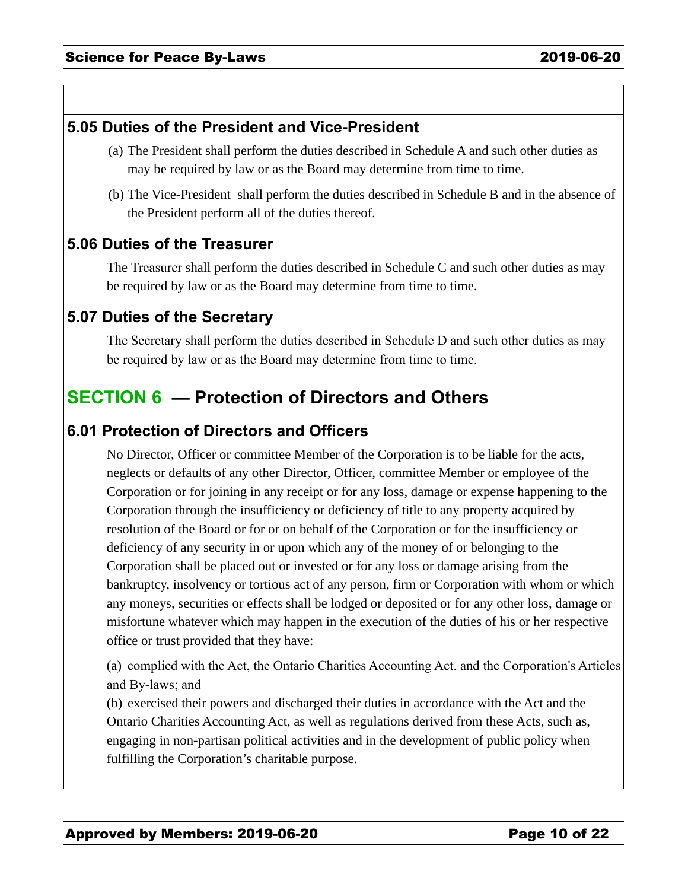### 5.05 Duties of the President and Vice-President

(a) The President shall perform the duties described in Schedule A and such other duties as may be required by law or as the Board may determine from time to time.

(b) The Vice-President shall perform the duties described in Schedule B and in the absence of the President perform all of the duties thereof.

### 5.06 Duties of the Treasurer

The Treasurer shall perform the duties described in Schedule C and such other duties as may be required by law or as the Board may determine from time to time.

### 5.07 Duties of the Secretary

The Secretary shall perform the duties described in Schedule D and such other duties as may be required by law or as the Board may determine from time to time.

## SECTION 6 — Protection of Directors and Others

### 6.01 Protection of Directors and Officers

No Director, Officer or committee Member of the Corporation is to be liable for the acts, neglects or defaults of any other Director, Officer, committee Member or employee of the Corporation or for joining in any receipt or for any loss, damage or expense happening to the Corporation through the insufficiency or deficiency of title to any property acquired by resolution of the Board or for or on behalf of the Corporation or for the insufficiency or deficiency of any security in or upon which any of the money of or belonging to the Corporation shall be placed out or invested or for any loss or damage arising from the bankruptcy, insolvency or tortious act of any person, firm or Corporation with whom or which any moneys, securities or effects shall be lodged or deposited or for any other loss, damage or misfortune whatever which may happen in the execution of the duties of his or her respective office or trust provided that they have:

(a) complied with the Act, the Ontario Charities Accounting Act. and the Corporation's Articles and By-laws; and

(b) exercised their powers and discharged their duties in accordance with the Act and the Ontario Charities Accounting Act, as well as regulations derived from these Acts, such as, engaging in non-partisan political activities and in the development of public policy when fulfilling the Corporation's charitable purpose.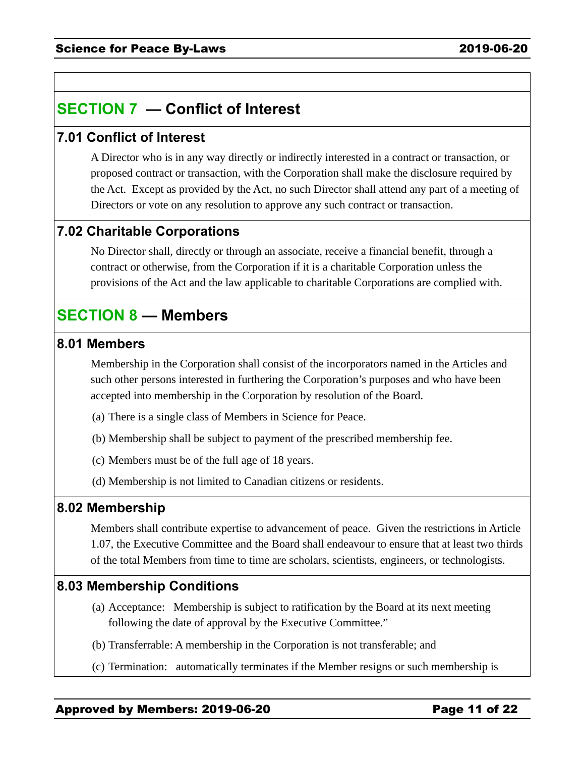## SECTION 7 — Conflict of Interest

### 7.01 Conflict of Interest

A Director who is in any way directly or indirectly interested in a contract or transaction, or proposed contract or transaction, with the Corporation shall make the disclosure required by the Act. Except as provided by the Act, no such Director shall attend any part of a meeting of Directors or vote on any resolution to approve any such contract or transaction.

### 7.02 Charitable Corporations

No Director shall, directly or through an associate, receive a financial benefit, through a contract or otherwise, from the Corporation if it is a charitable Corporation unless the provisions of the Act and the law applicable to charitable Corporations are complied with.

## SECTION 8 — Members

### 8.01 Members

Membership in the Corporation shall consist of the incorporators named in the Articles and such other persons interested in furthering the Corporation's purposes and who have been accepted into membership in the Corporation by resolution of the Board.

(a) There is a single class of Members in Science for Peace.

(b) Membership shall be subject to payment of the prescribed membership fee.

(c) Members must be of the full age of 18 years.

(d) Membership is not limited to Canadian citizens or residents.

### 8.02 Membership

Members shall contribute expertise to advancement of peace. Given the restrictions in Article 1.07, the Executive Committee and the Board shall endeavour to ensure that at least two thirds of the total Members from time to time are scholars, scientists, engineers, or technologists.

### 8.03 Membership Conditions

(a) Acceptance: Membership is subject to ratification by the Board at its next meeting following the date of approval by the Executive Committee."

(b) Transferrable: A membership in the Corporation is not transferable; and

(c) Termination: automatically terminates if the Member resigns or such membership is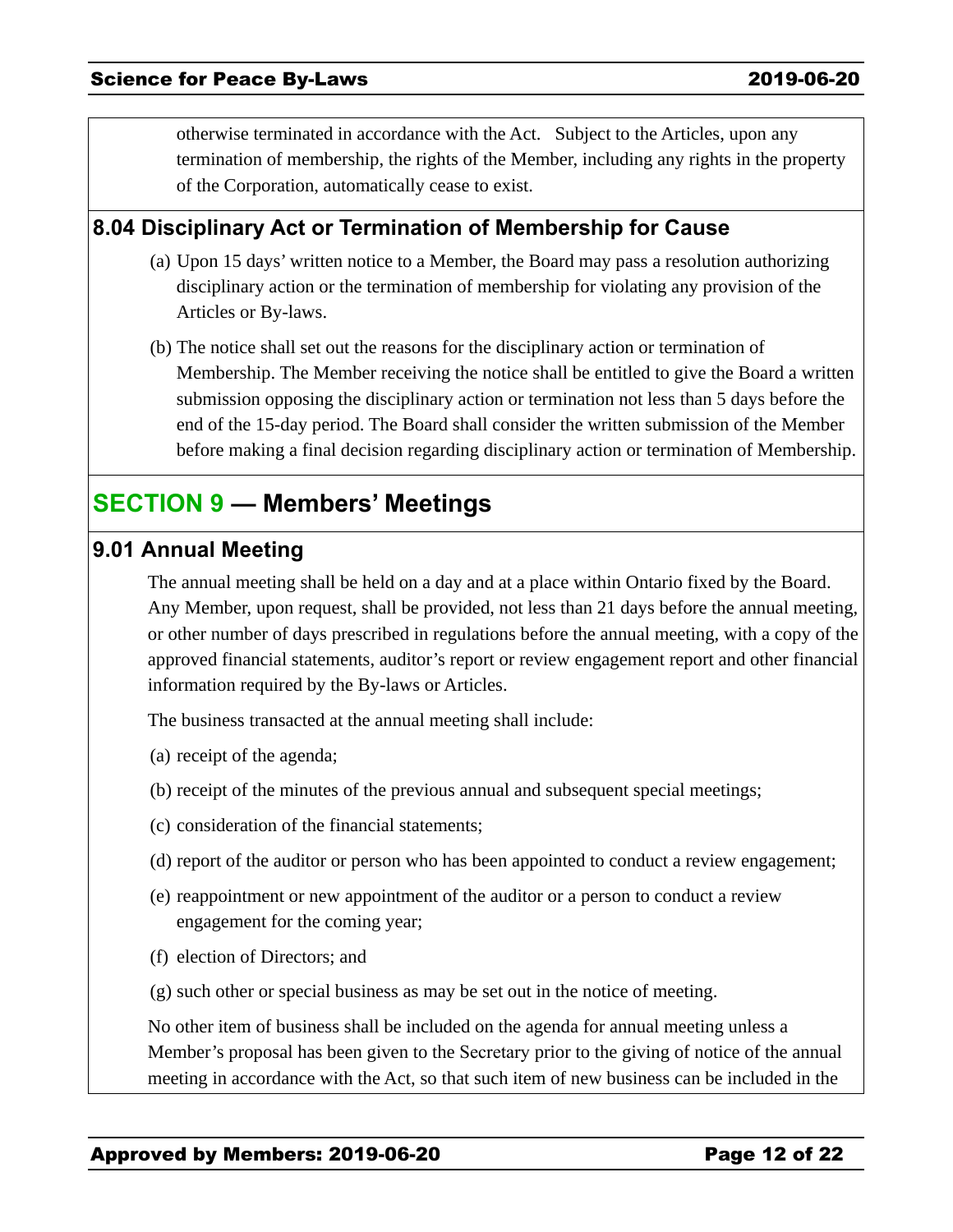otherwise terminated in accordance with the Act. Subject to the Articles, upon any termination of membership, the rights of the Member, including any rights in the property of the Corporation, automatically cease to exist.

### 8.04 Disciplinary Act or Termination of Membership for Cause

(a) Upon 15 days' written notice to a Member, the Board may pass a resolution authorizing disciplinary action or the termination of membership for violating any provision of the Articles or By-laws.

(b) The notice shall set out the reasons for the disciplinary action or termination of Membership. The Member receiving the notice shall be entitled to give the Board a written submission opposing the disciplinary action or termination not less than 5 days before the end of the 15-day period. The Board shall consider the written submission of the Member before making a final decision regarding disciplinary action or termination of Membership.

## SECTION 9 — Members' Meetings

### 9.01 Annual Meeting

The annual meeting shall be held on a day and at a place within Ontario fixed by the Board. Any Member, upon request, shall be provided, not less than 21 days before the annual meeting, or other number of days prescribed in regulations before the annual meeting, with a copy of the approved financial statements, auditor's report or review engagement report and other financial information required by the By-laws or Articles.

The business transacted at the annual meeting shall include:

(a) receipt of the agenda;

(b) receipt of the minutes of the previous annual and subsequent special meetings;

(c) consideration of the financial statements;

(d) report of the auditor or person who has been appointed to conduct a review engagement;

(e) reappointment or new appointment of the auditor or a person to conduct a review engagement for the coming year;

(f) election of Directors; and

(g) such other or special business as may be set out in the notice of meeting.

No other item of business shall be included on the agenda for annual meeting unless a Member's proposal has been given to the Secretary prior to the giving of notice of the annual meeting in accordance with the Act, so that such item of new business can be included in the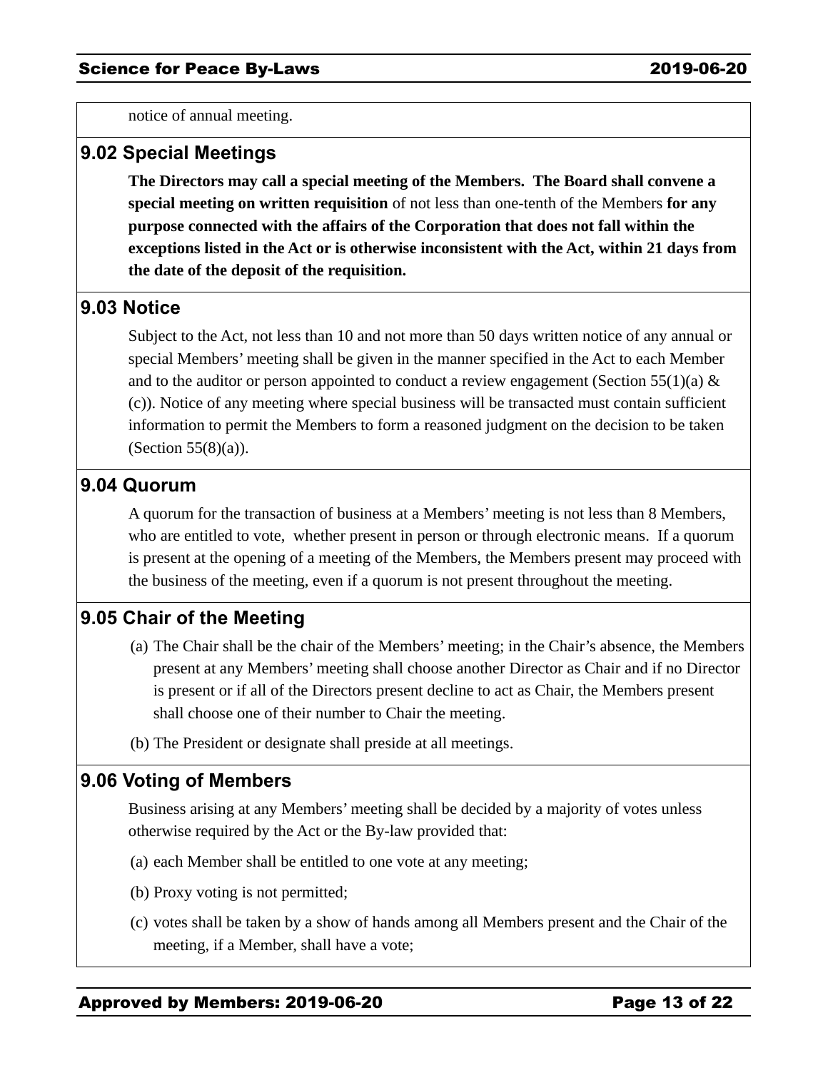notice of annual meeting.

## 9.02 Special Meetings

**The Directors may call a special meeting of the Members. The Board shall convene a special meeting on written requisition** of not less than one-tenth of the Members **for any purpose connected with the affairs of the Corporation that does not fall within the exceptions listed in the Act or is otherwise inconsistent with the Act, within 21 days from the date of the deposit of the requisition.**

## 9.03 Notice

Subject to the Act, not less than 10 and not more than 50 days written notice of any annual or special Members' meeting shall be given in the manner specified in the Act to each Member and to the auditor or person appointed to conduct a review engagement (Section 55(1)(a) & (c)). Notice of any meeting where special business will be transacted must contain sufficient information to permit the Members to form a reasoned judgment on the decision to be taken (Section 55(8)(a)).

## 9.04 Quorum

A quorum for the transaction of business at a Members' meeting is not less than 8 Members, who are entitled to vote, whether present in person or through electronic means. If a quorum is present at the opening of a meeting of the Members, the Members present may proceed with the business of the meeting, even if a quorum is not present throughout the meeting.

## 9.05 Chair of the Meeting

(a) The Chair shall be the chair of the Members' meeting; in the Chair's absence, the Members present at any Members' meeting shall choose another Director as Chair and if no Director is present or if all of the Directors present decline to act as Chair, the Members present shall choose one of their number to Chair the meeting.

(b) The President or designate shall preside at all meetings.

## 9.06 Voting of Members

Business arising at any Members' meeting shall be decided by a majority of votes unless otherwise required by the Act or the By-law provided that:

(a) each Member shall be entitled to one vote at any meeting;

(b) Proxy voting is not permitted;

(c) votes shall be taken by a show of hands among all Members present and the Chair of the meeting, if a Member, shall have a vote;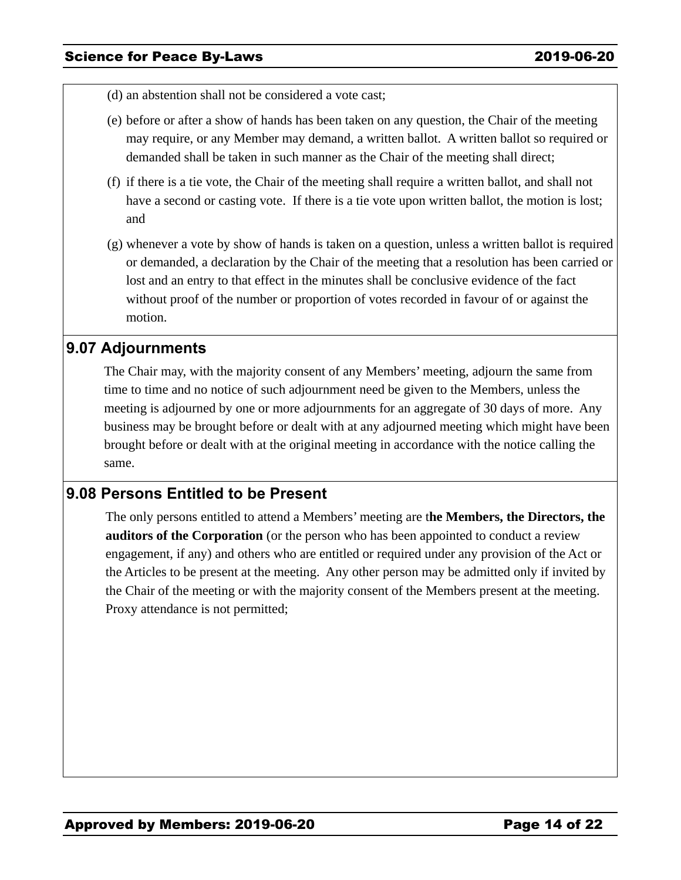(d) an abstention shall not be considered a vote cast;

(e) before or after a show of hands has been taken on any question, the Chair of the meeting may require, or any Member may demand, a written ballot. A written ballot so required or demanded shall be taken in such manner as the Chair of the meeting shall direct;

(f) if there is a tie vote, the Chair of the meeting shall require a written ballot, and shall not have a second or casting vote. If there is a tie vote upon written ballot, the motion is lost; and

(g) whenever a vote by show of hands is taken on a question, unless a written ballot is required or demanded, a declaration by the Chair of the meeting that a resolution has been carried or lost and an entry to that effect in the minutes shall be conclusive evidence of the fact without proof of the number or proportion of votes recorded in favour of or against the motion.

## 9.07 Adjournments

The Chair may, with the majority consent of any Members' meeting, adjourn the same from time to time and no notice of such adjournment need be given to the Members, unless the meeting is adjourned by one or more adjournments for an aggregate of 30 days of more. Any business may be brought before or dealt with at any adjourned meeting which might have been brought before or dealt with at the original meeting in accordance with the notice calling the same.

## 9.08 Persons Entitled to be Present

The only persons entitled to attend a Members' meeting are t**he Members, the Directors, the auditors of the Corporation** (or the person who has been appointed to conduct a review engagement, if any) and others who are entitled or required under any provision of the Act or the Articles to be present at the meeting. Any other person may be admitted only if invited by the Chair of the meeting or with the majority consent of the Members present at the meeting. Proxy attendance is not permitted;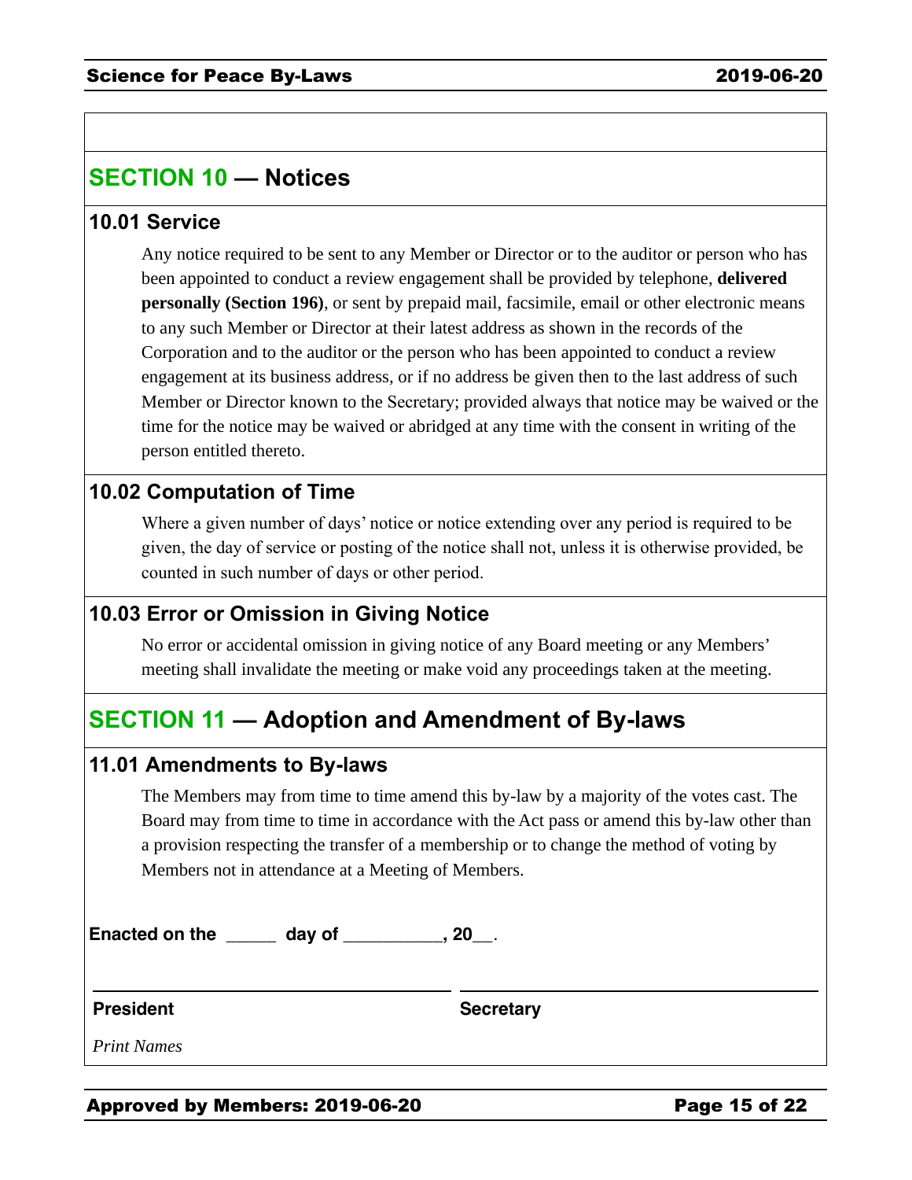## SECTION 10 — Notices

### 10.01 Service

Any notice required to be sent to any Member or Director or to the auditor or person who has been appointed to conduct a review engagement shall be provided by telephone, **delivered personally (Section 196)**, or sent by prepaid mail, facsimile, email or other electronic means to any such Member or Director at their latest address as shown in the records of the Corporation and to the auditor or the person who has been appointed to conduct a review engagement at its business address, or if no address be given then to the last address of such Member or Director known to the Secretary; provided always that notice may be waived or the time for the notice may be waived or abridged at any time with the consent in writing of the person entitled thereto.

### 10.02 Computation of Time

Where a given number of days' notice or notice extending over any period is required to be given, the day of service or posting of the notice shall not, unless it is otherwise provided, be counted in such number of days or other period.

### 10.03 Error or Omission in Giving Notice

No error or accidental omission in giving notice of any Board meeting or any Members' meeting shall invalidate the meeting or make void any proceedings taken at the meeting.

## SECTION 11 — Adoption and Amendment of By-laws

### 11.01 Amendments to By-laws

The Members may from time to time amend this by-law by a majority of the votes cast. The Board may from time to time in accordance with the Act pass or amend this by-law other than a provision respecting the transfer of a membership or to change the method of voting by Members not in attendance at a Meeting of Members.

**Enacted on the _____ day of __________, 20__.**

| ______________________ | ______________________ |
|---|---|
| **President** | **Secretary** |

*Print Names*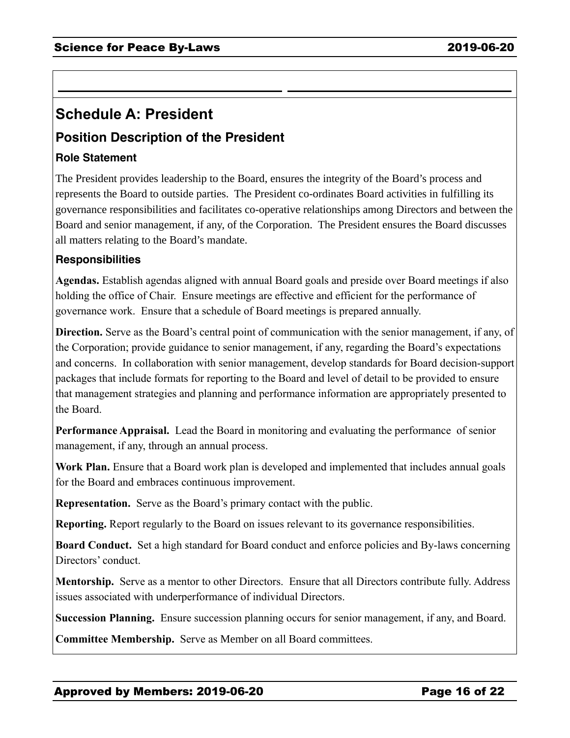# Schedule A: President

## Position Description of the President

### Role Statement

The President provides leadership to the Board, ensures the integrity of the Board's process and represents the Board to outside parties. The President co-ordinates Board activities in fulfilling its governance responsibilities and facilitates co-operative relationships among Directors and between the Board and senior management, if any, of the Corporation. The President ensures the Board discusses all matters relating to the Board's mandate.

### Responsibilities

**Agendas.** Establish agendas aligned with annual Board goals and preside over Board meetings if also holding the office of Chair. Ensure meetings are effective and efficient for the performance of governance work. Ensure that a schedule of Board meetings is prepared annually.

**Direction.** Serve as the Board's central point of communication with the senior management, if any, of the Corporation; provide guidance to senior management, if any, regarding the Board's expectations and concerns. In collaboration with senior management, develop standards for Board decision-support packages that include formats for reporting to the Board and level of detail to be provided to ensure that management strategies and planning and performance information are appropriately presented to the Board.

**Performance Appraisal.** Lead the Board in monitoring and evaluating the performance of senior management, if any, through an annual process.

**Work Plan.** Ensure that a Board work plan is developed and implemented that includes annual goals for the Board and embraces continuous improvement.

**Representation.** Serve as the Board's primary contact with the public.

**Reporting.** Report regularly to the Board on issues relevant to its governance responsibilities.

**Board Conduct.** Set a high standard for Board conduct and enforce policies and By-laws concerning Directors' conduct.

**Mentorship.** Serve as a mentor to other Directors. Ensure that all Directors contribute fully. Address issues associated with underperformance of individual Directors.

**Succession Planning.** Ensure succession planning occurs for senior management, if any, and Board.

**Committee Membership.** Serve as Member on all Board committees.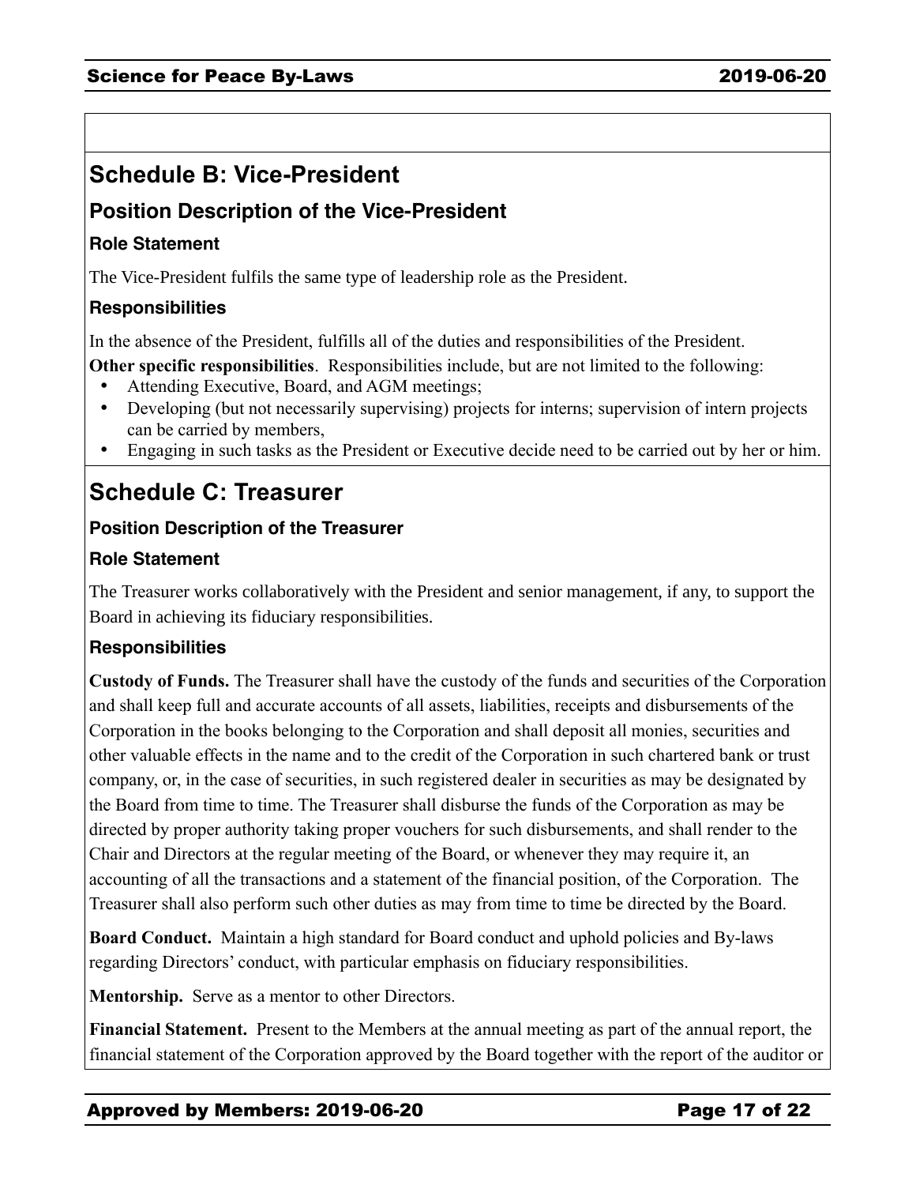## Schedule B: Vice-President

### Position Description of the Vice-President

#### Role Statement

The Vice-President fulfils the same type of leadership role as the President.

#### Responsibilities

In the absence of the President, fulfills all of the duties and responsibilities of the President.

**Other specific responsibilities**. Responsibilities include, but are not limited to the following:

- Attending Executive, Board, and AGM meetings;
- Developing (but not necessarily supervising) projects for interns; supervision of intern projects can be carried by members,
- Engaging in such tasks as the President or Executive decide need to be carried out by her or him.

## Schedule C: Treasurer

#### Position Description of the Treasurer

#### Role Statement

The Treasurer works collaboratively with the President and senior management, if any, to support the Board in achieving its fiduciary responsibilities.

#### Responsibilities

**Custody of Funds.** The Treasurer shall have the custody of the funds and securities of the Corporation and shall keep full and accurate accounts of all assets, liabilities, receipts and disbursements of the Corporation in the books belonging to the Corporation and shall deposit all monies, securities and other valuable effects in the name and to the credit of the Corporation in such chartered bank or trust company, or, in the case of securities, in such registered dealer in securities as may be designated by the Board from time to time. The Treasurer shall disburse the funds of the Corporation as may be directed by proper authority taking proper vouchers for such disbursements, and shall render to the Chair and Directors at the regular meeting of the Board, or whenever they may require it, an accounting of all the transactions and a statement of the financial position, of the Corporation. The Treasurer shall also perform such other duties as may from time to time be directed by the Board.

**Board Conduct.** Maintain a high standard for Board conduct and uphold policies and By-laws regarding Directors' conduct, with particular emphasis on fiduciary responsibilities.

**Mentorship.** Serve as a mentor to other Directors.

**Financial Statement.** Present to the Members at the annual meeting as part of the annual report, the financial statement of the Corporation approved by the Board together with the report of the auditor or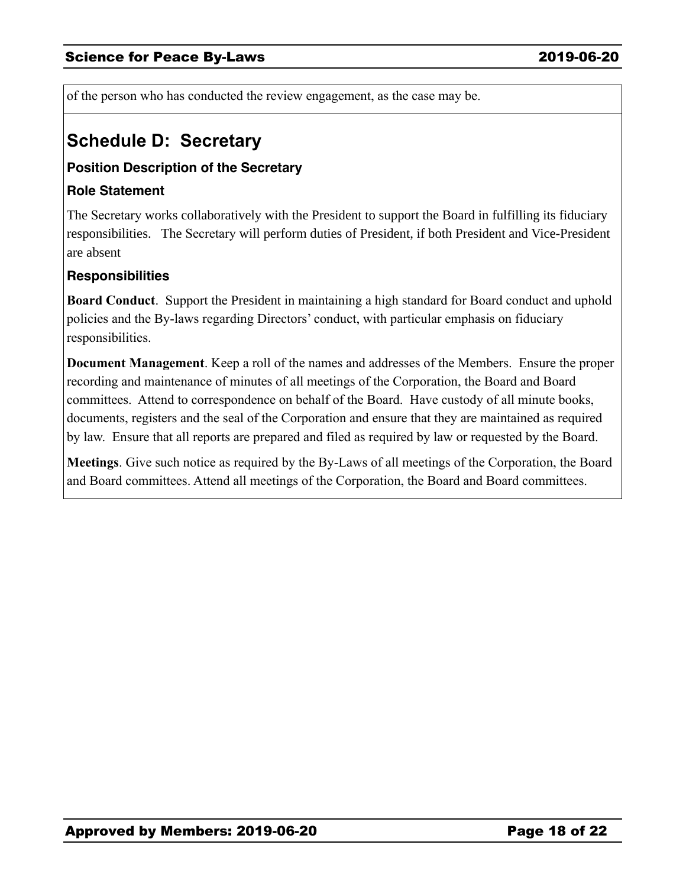of the person who has conducted the review engagement, as the case may be.

## Schedule D: Secretary

### Position Description of the Secretary

### Role Statement

The Secretary works collaboratively with the President to support the Board in fulfilling its fiduciary responsibilities. The Secretary will perform duties of President, if both President and Vice-President are absent

### Responsibilities

**Board Conduct**. Support the President in maintaining a high standard for Board conduct and uphold policies and the By-laws regarding Directors' conduct, with particular emphasis on fiduciary responsibilities.

**Document Management**. Keep a roll of the names and addresses of the Members. Ensure the proper recording and maintenance of minutes of all meetings of the Corporation, the Board and Board committees. Attend to correspondence on behalf of the Board. Have custody of all minute books, documents, registers and the seal of the Corporation and ensure that they are maintained as required by law. Ensure that all reports are prepared and filed as required by law or requested by the Board.

**Meetings**. Give such notice as required by the By-Laws of all meetings of the Corporation, the Board and Board committees. Attend all meetings of the Corporation, the Board and Board committees.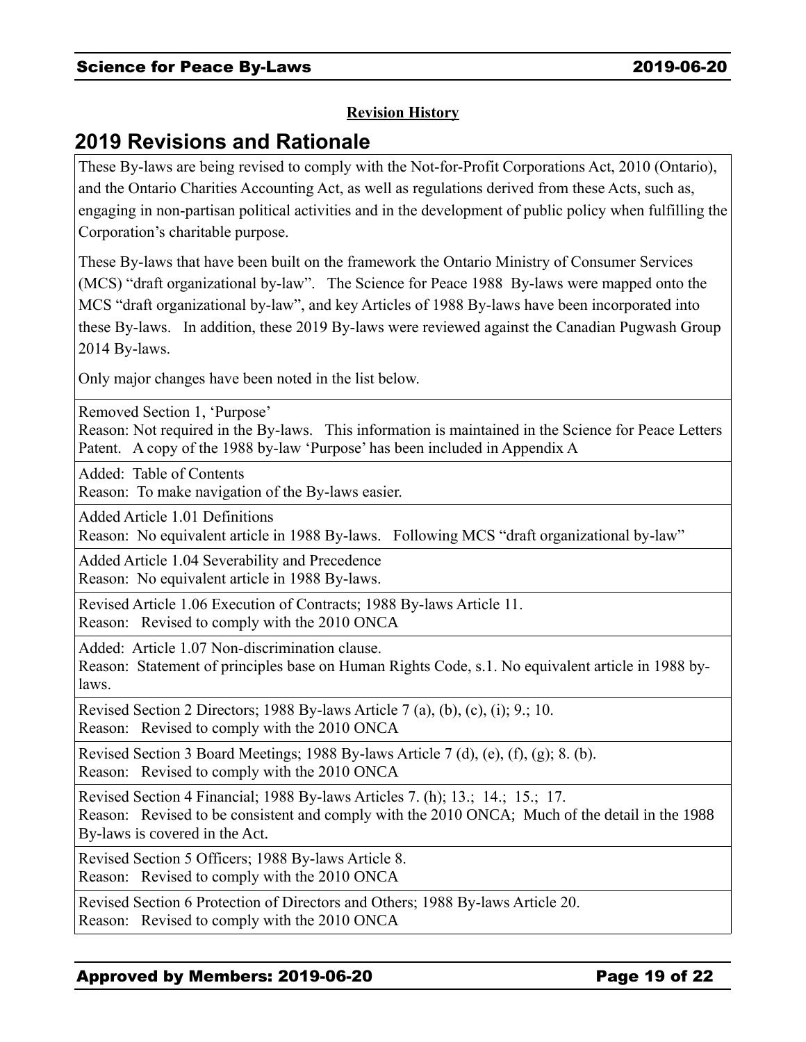**Revision History**

## 2019 Revisions and Rationale

These By-laws are being revised to comply with the Not-for-Profit Corporations Act, 2010 (Ontario), and the Ontario Charities Accounting Act, as well as regulations derived from these Acts, such as, engaging in non-partisan political activities and in the development of public policy when fulfilling the Corporation's charitable purpose.

These By-laws that have been built on the framework the Ontario Ministry of Consumer Services (MCS) "draft organizational by-law". The Science for Peace 1988 By-laws were mapped onto the MCS "draft organizational by-law", and key Articles of 1988 By-laws have been incorporated into these By-laws. In addition, these 2019 By-laws were reviewed against the Canadian Pugwash Group 2014 By-laws.

Only major changes have been noted in the list below.

| |
|---|
| Removed Section 1, 'Purpose'<br>Reason: Not required in the By-laws. This information is maintained in the Science for Peace Letters Patent. A copy of the 1988 by-law 'Purpose' has been included in Appendix A |
| Added: Table of Contents<br>Reason: To make navigation of the By-laws easier. |
| Added Article 1.01 Definitions<br>Reason: No equivalent article in 1988 By-laws. Following MCS "draft organizational by-law" |
| Added Article 1.04 Severability and Precedence<br>Reason: No equivalent article in 1988 By-laws. |
| Revised Article 1.06 Execution of Contracts; 1988 By-laws Article 11.<br>Reason: Revised to comply with the 2010 ONCA |
| Added: Article 1.07 Non-discrimination clause.<br>Reason: Statement of principles base on Human Rights Code, s.1. No equivalent article in 1988 by-laws. |
| Revised Section 2 Directors; 1988 By-laws Article 7 (a), (b), (c), (i); 9.; 10.<br>Reason: Revised to comply with the 2010 ONCA |
| Revised Section 3 Board Meetings; 1988 By-laws Article 7 (d), (e), (f), (g); 8. (b).<br>Reason: Revised to comply with the 2010 ONCA |
| Revised Section 4 Financial; 1988 By-laws Articles 7. (h); 13.; 14.; 15.; 17.<br>Reason: Revised to be consistent and comply with the 2010 ONCA; Much of the detail in the 1988 By-laws is covered in the Act. |
| Revised Section 5 Officers; 1988 By-laws Article 8.<br>Reason: Revised to comply with the 2010 ONCA |
| Revised Section 6 Protection of Directors and Others; 1988 By-laws Article 20.<br>Reason: Revised to comply with the 2010 ONCA |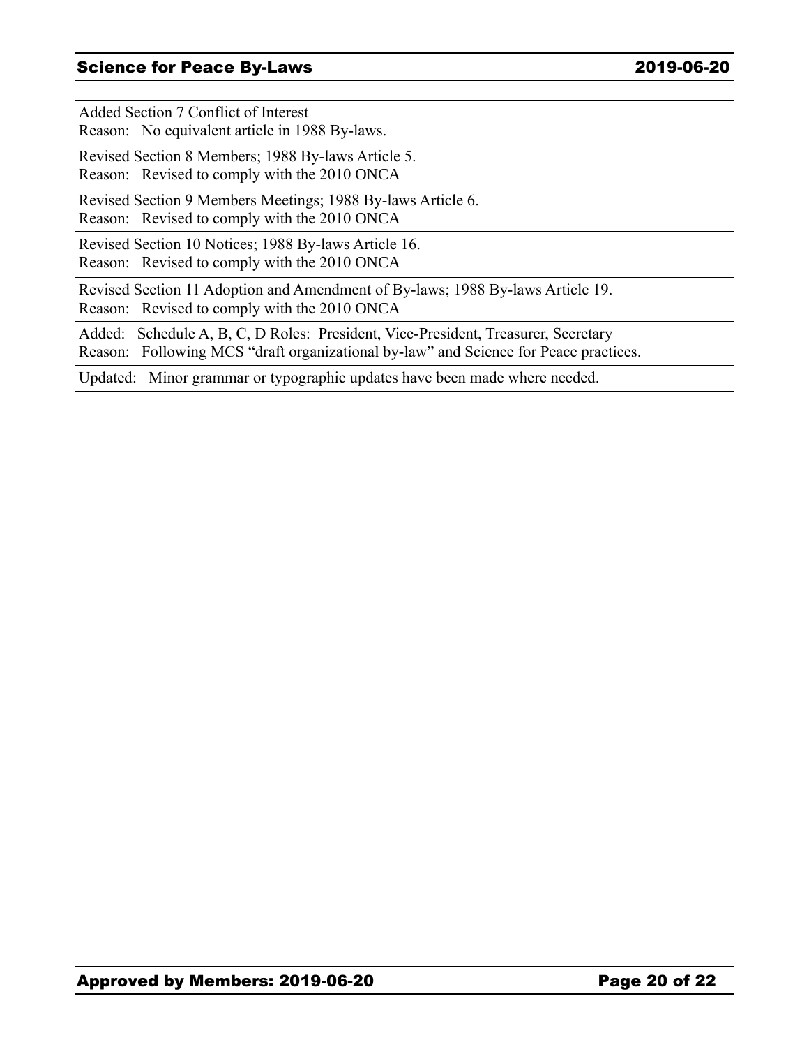| |
|---|
| Added Section 7 Conflict of Interest<br>Reason: No equivalent article in 1988 By-laws. |
| Revised Section 8 Members; 1988 By-laws Article 5.<br>Reason: Revised to comply with the 2010 ONCA |
| Revised Section 9 Members Meetings; 1988 By-laws Article 6.<br>Reason: Revised to comply with the 2010 ONCA |
| Revised Section 10 Notices; 1988 By-laws Article 16.<br>Reason: Revised to comply with the 2010 ONCA |
| Revised Section 11 Adoption and Amendment of By-laws; 1988 By-laws Article 19.<br>Reason: Revised to comply with the 2010 ONCA |
| Added: Schedule A, B, C, D Roles: President, Vice-President, Treasurer, Secretary<br>Reason: Following MCS “draft organizational by-law” and Science for Peace practices. |
| Updated: Minor grammar or typographic updates have been made where needed. |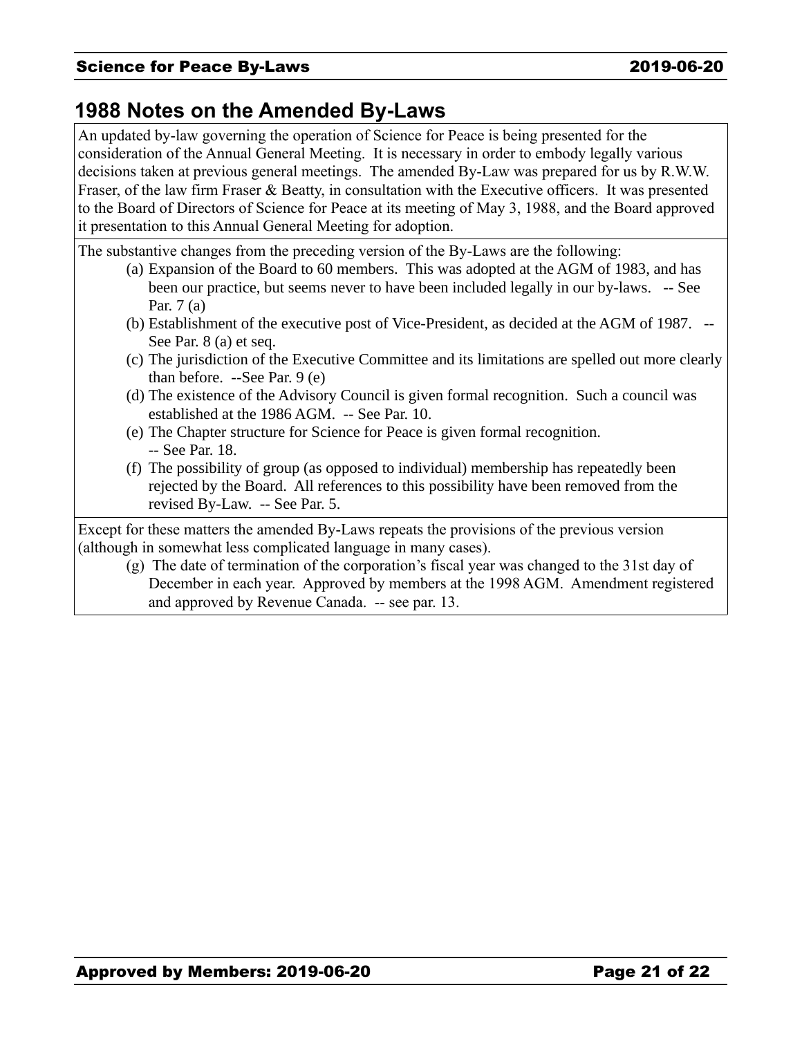## 1988 Notes on the Amended By-Laws

An updated by-law governing the operation of Science for Peace is being presented for the consideration of the Annual General Meeting. It is necessary in order to embody legally various decisions taken at previous general meetings. The amended By-Law was prepared for us by R.W.W. Fraser, of the law firm Fraser & Beatty, in consultation with the Executive officers. It was presented to the Board of Directors of Science for Peace at its meeting of May 3, 1988, and the Board approved it presentation to this Annual General Meeting for adoption.

The substantive changes from the preceding version of the By-Laws are the following:

(a) Expansion of the Board to 60 members. This was adopted at the AGM of 1983, and has been our practice, but seems never to have been included legally in our by-laws. -- See Par. 7 (a)

(b) Establishment of the executive post of Vice-President, as decided at the AGM of 1987. -- See Par. 8 (a) et seq.

(c) The jurisdiction of the Executive Committee and its limitations are spelled out more clearly than before. --See Par. 9 (e)

(d) The existence of the Advisory Council is given formal recognition. Such a council was established at the 1986 AGM. -- See Par. 10.

(e) The Chapter structure for Science for Peace is given formal recognition. -- See Par. 18.

(f) The possibility of group (as opposed to individual) membership has repeatedly been rejected by the Board. All references to this possibility have been removed from the revised By-Law. -- See Par. 5.

Except for these matters the amended By-Laws repeats the provisions of the previous version (although in somewhat less complicated language in many cases).

(g) The date of termination of the corporation's fiscal year was changed to the 31st day of December in each year. Approved by members at the 1998 AGM. Amendment registered and approved by Revenue Canada. -- see par. 13.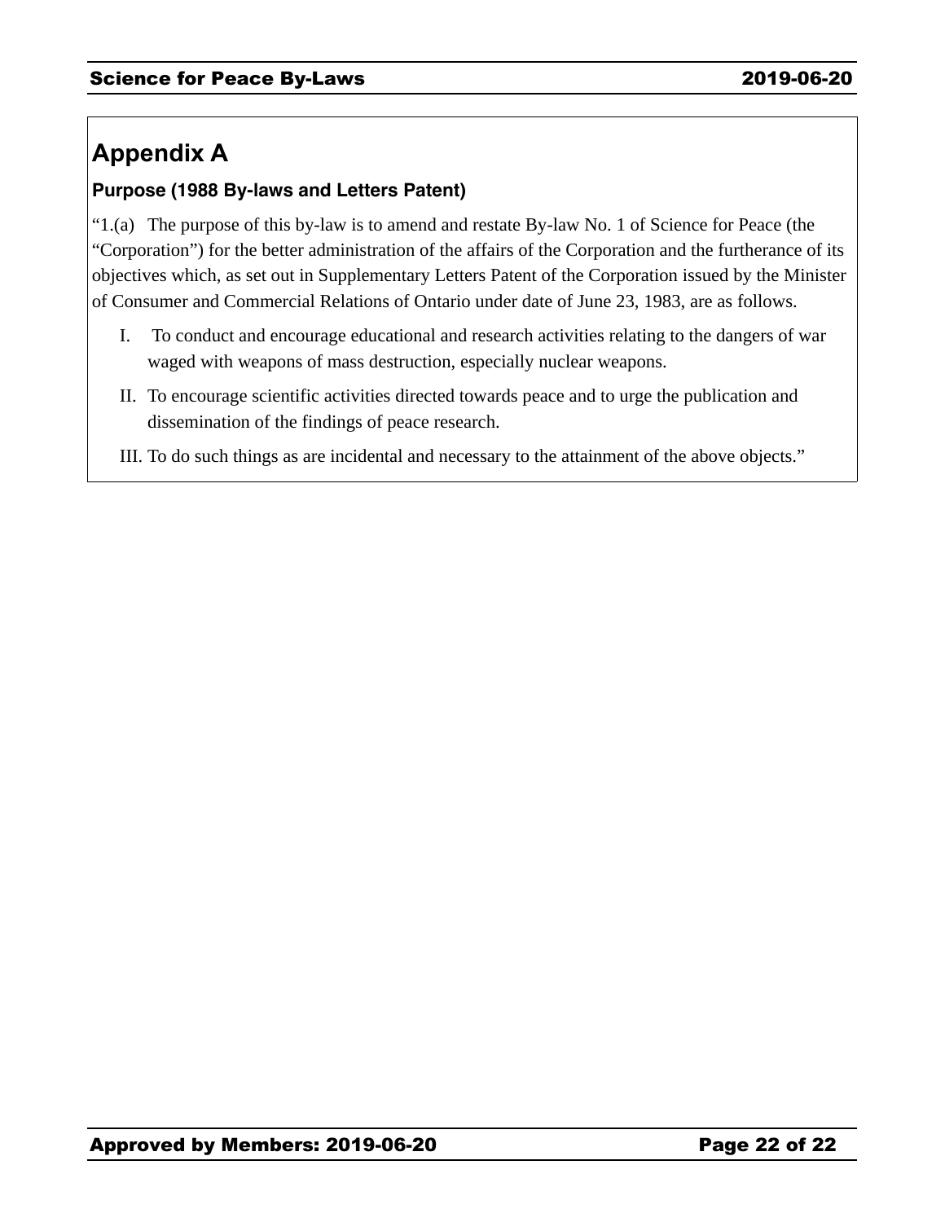## Appendix A

### Purpose (1988 By-laws and Letters Patent)

"1.(a) The purpose of this by-law is to amend and restate By-law No. 1 of Science for Peace (the "Corporation") for the better administration of the affairs of the Corporation and the furtherance of its objectives which, as set out in Supplementary Letters Patent of the Corporation issued by the Minister of Consumer and Commercial Relations of Ontario under date of June 23, 1983, are as follows.

I. To conduct and encourage educational and research activities relating to the dangers of war waged with weapons of mass destruction, especially nuclear weapons.

II. To encourage scientific activities directed towards peace and to urge the publication and dissemination of the findings of peace research.

III. To do such things as are incidental and necessary to the attainment of the above objects."